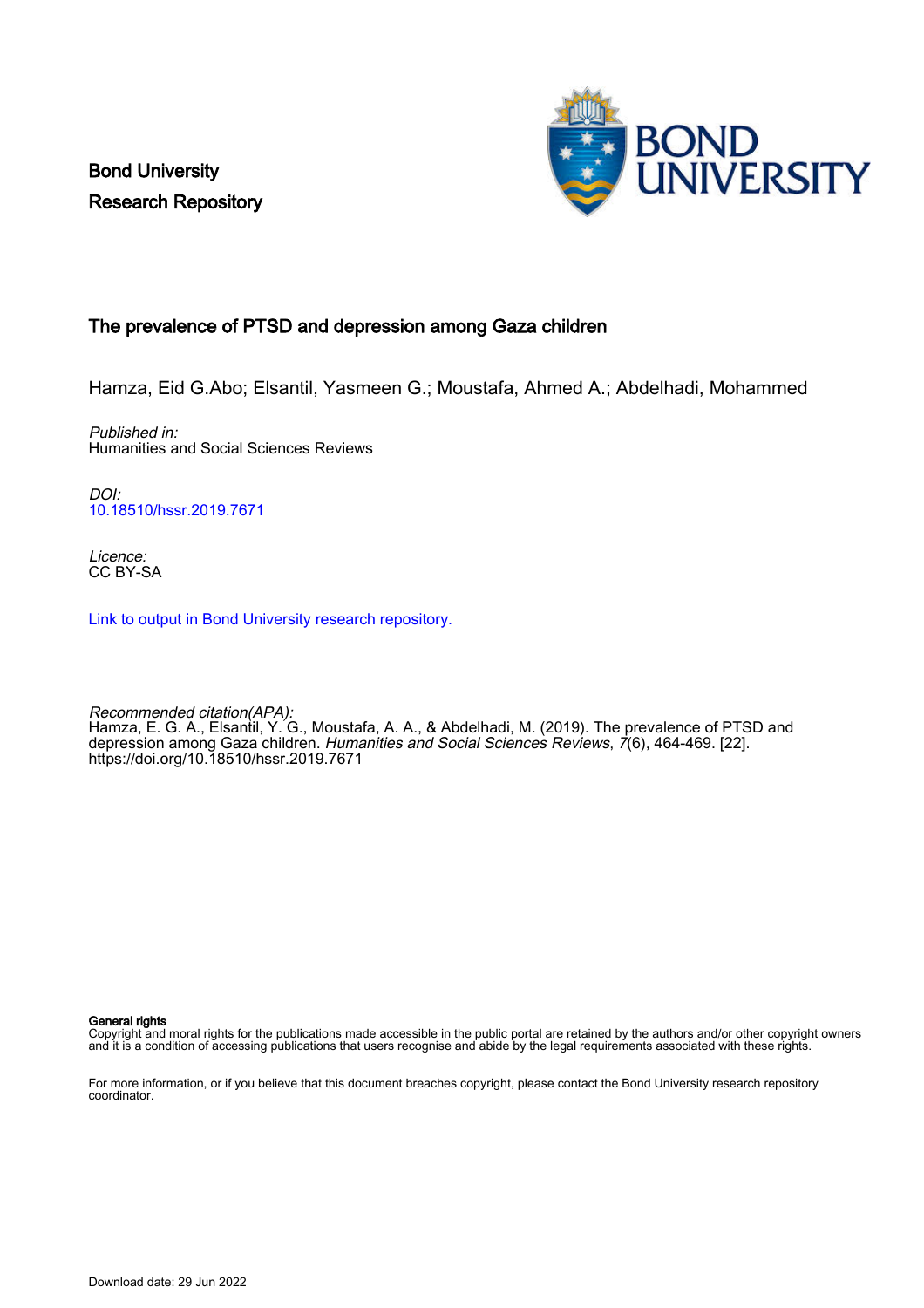Bond University
Research Repository

# The prevalence of PTSD and depression among Gaza children

Hamza, Eid G.Abo; Elsantil, Yasmeen G.; Moustafa, Ahmed A.; Abdelhadi, Mohammed

*Published in:*
Humanities and Social Sciences Reviews

*DOI:*
10.18510/hssr.2019.7671

*Licence:*
CC BY-SA

Link to output in Bond University research repository.

*Recommended citation(APA):*
Hamza, E. G. A., Elsantil, Y. G., Moustafa, A. A., & Abdelhadi, M. (2019). The prevalence of PTSD and depression among Gaza children. *Humanities and Social Sciences Reviews*, *7*(6), 464-469. [22]. https://doi.org/10.18510/hssr.2019.7671

**General rights**
Copyright and moral rights for the publications made accessible in the public portal are retained by the authors and/or other copyright owners and it is a condition of accessing publications that users recognise and abide by the legal requirements associated with these rights.

For more information, or if you believe that this document breaches copyright, please contact the Bond University research repository coordinator.

Download date: 29 Jun 2022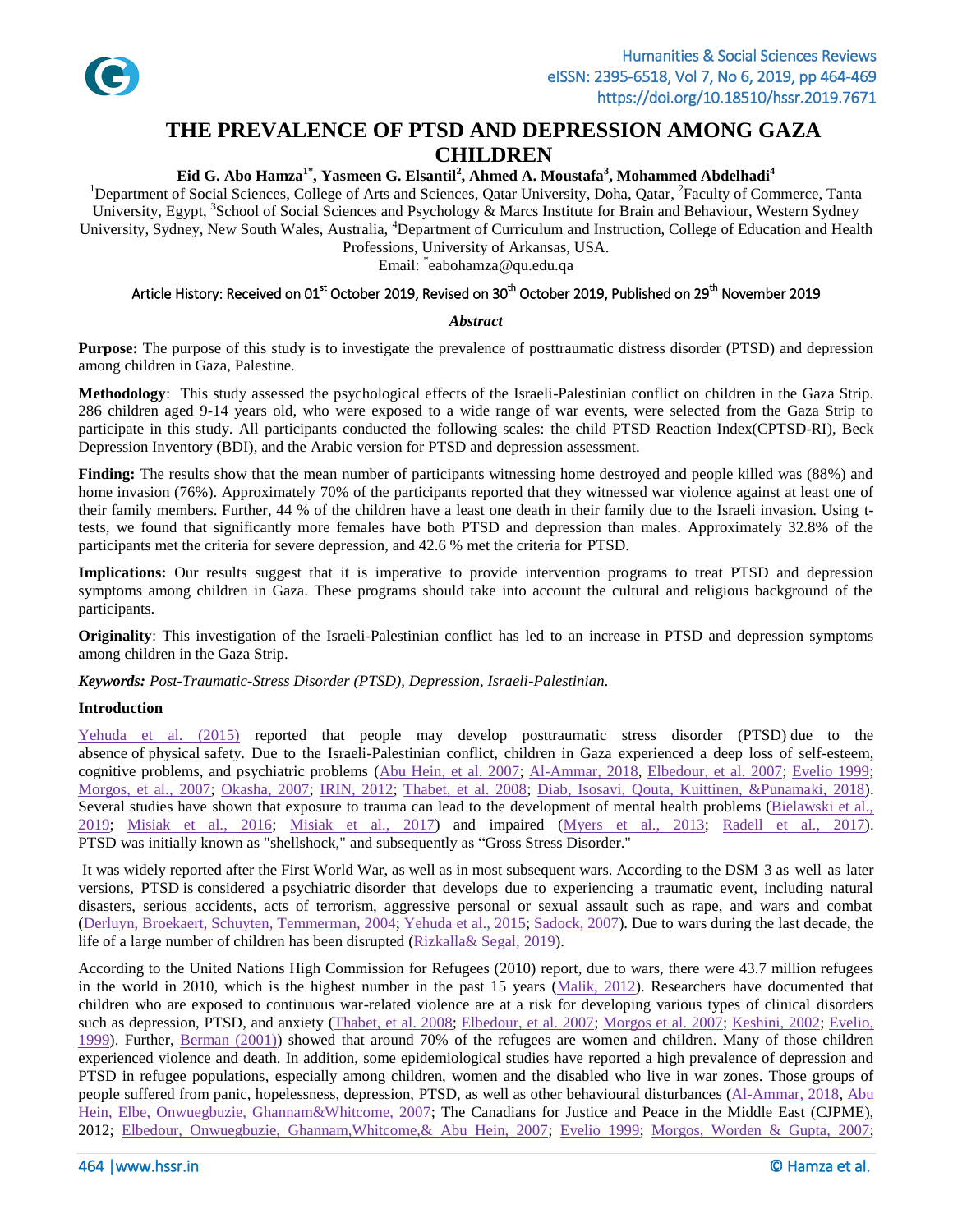# THE PREVALENCE OF PTSD AND DEPRESSION AMONG GAZA CHILDREN

**Eid G. Abo Hamza[1*], Yasmeen G. Elsantil[2], Ahmed A. Moustafa[3], Mohammed Abdelhadi[4]**

[1]Department of Social Sciences, College of Arts and Sciences, Qatar University, Doha, Qatar, [2]Faculty of Commerce, Tanta University, Egypt, [3]School of Social Sciences and Psychology & Marcs Institute for Brain and Behaviour, Western Sydney University, Sydney, New South Wales, Australia, [4]Department of Curriculum and Instruction, College of Education and Health Professions, University of Arkansas, USA.

Email: *eabohamza@qu.edu.qa

Article History: Received on 01st October 2019, Revised on 30th October 2019, Published on 29th November 2019

***Abstract***

**Purpose:** The purpose of this study is to investigate the prevalence of posttraumatic distress disorder (PTSD) and depression among children in Gaza, Palestine.

**Methodology**: This study assessed the psychological effects of the Israeli-Palestinian conflict on children in the Gaza Strip. 286 children aged 9-14 years old, who were exposed to a wide range of war events, were selected from the Gaza Strip to participate in this study. All participants conducted the following scales: the child PTSD Reaction Index(CPTSD-RI), Beck Depression Inventory (BDI), and the Arabic version for PTSD and depression assessment.

**Finding:** The results show that the mean number of participants witnessing home destroyed and people killed was (88%) and home invasion (76%). Approximately 70% of the participants reported that they witnessed war violence against at least one of their family members. Further, 44 % of the children have a least one death in their family due to the Israeli invasion. Using t-tests, we found that significantly more females have both PTSD and depression than males. Approximately 32.8% of the participants met the criteria for severe depression, and 42.6 % met the criteria for PTSD.

**Implications:** Our results suggest that it is imperative to provide intervention programs to treat PTSD and depression symptoms among children in Gaza. These programs should take into account the cultural and religious background of the participants.

**Originality**: This investigation of the Israeli-Palestinian conflict has led to an increase in PTSD and depression symptoms among children in the Gaza Strip.

***Keywords:** Post-Traumatic-Stress Disorder (PTSD), Depression, Israeli-Palestinian.*

## Introduction

Yehuda et al. (2015) reported that people may develop posttraumatic stress disorder (PTSD) due to the absence of physical safety. Due to the Israeli-Palestinian conflict, children in Gaza experienced a deep loss of self-esteem, cognitive problems, and psychiatric problems (Abu Hein, et al. 2007; Al-Ammar, 2018; Elbedour, et al. 2007; Evelio 1999; Morgos, et al., 2007; Okasha, 2007; IRIN, 2012; Thabet, et al. 2008; Diab, Isosavi, Qouta, Kuittinen, &Punamaki, 2018). Several studies have shown that exposure to trauma can lead to the development of mental health problems (Bielawski et al., 2019; Misiak et al., 2016; Misiak et al., 2017) and impaired (Myers et al., 2013; Radell et al., 2017). PTSD was initially known as "shellshock," and subsequently as "Gross Stress Disorder."

It was widely reported after the First World War, as well as in most subsequent wars. According to the DSM 3 as well as later versions, PTSD is considered a psychiatric disorder that develops due to experiencing a traumatic event, including natural disasters, serious accidents, acts of terrorism, aggressive personal or sexual assault such as rape, and wars and combat (Derluyn, Broekaert, Schuyten, Temmerman, 2004; Yehuda et al., 2015; Sadock, 2007). Due to wars during the last decade, the life of a large number of children has been disrupted (Rizkalla& Segal, 2019).

According to the United Nations High Commission for Refugees (2010) report, due to wars, there were 43.7 million refugees in the world in 2010, which is the highest number in the past 15 years (Malik, 2012). Researchers have documented that children who are exposed to continuous war-related violence are at a risk for developing various types of clinical disorders such as depression, PTSD, and anxiety (Thabet, et al. 2008; Elbedour, et al. 2007; Morgos et al. 2007; Keshini, 2002; Evelio, 1999). Further, Berman (2001)) showed that around 70% of the refugees are women and children. Many of those children experienced violence and death. In addition, some epidemiological studies have reported a high prevalence of depression and PTSD in refugee populations, especially among children, women and the disabled who live in war zones. Those groups of people suffered from panic, hopelessness, depression, PTSD, as well as other behavioural disturbances (Al-Ammar, 2018, Abu Hein, Elbe, Onwuegbuzie, Ghannam&Whitcome, 2007; The Canadians for Justice and Peace in the Middle East (CJPME), 2012; Elbedour, Onwuegbuzie, Ghannam,Whitcome,& Abu Hein, 2007; Evelio 1999; Morgos, Worden & Gupta, 2007;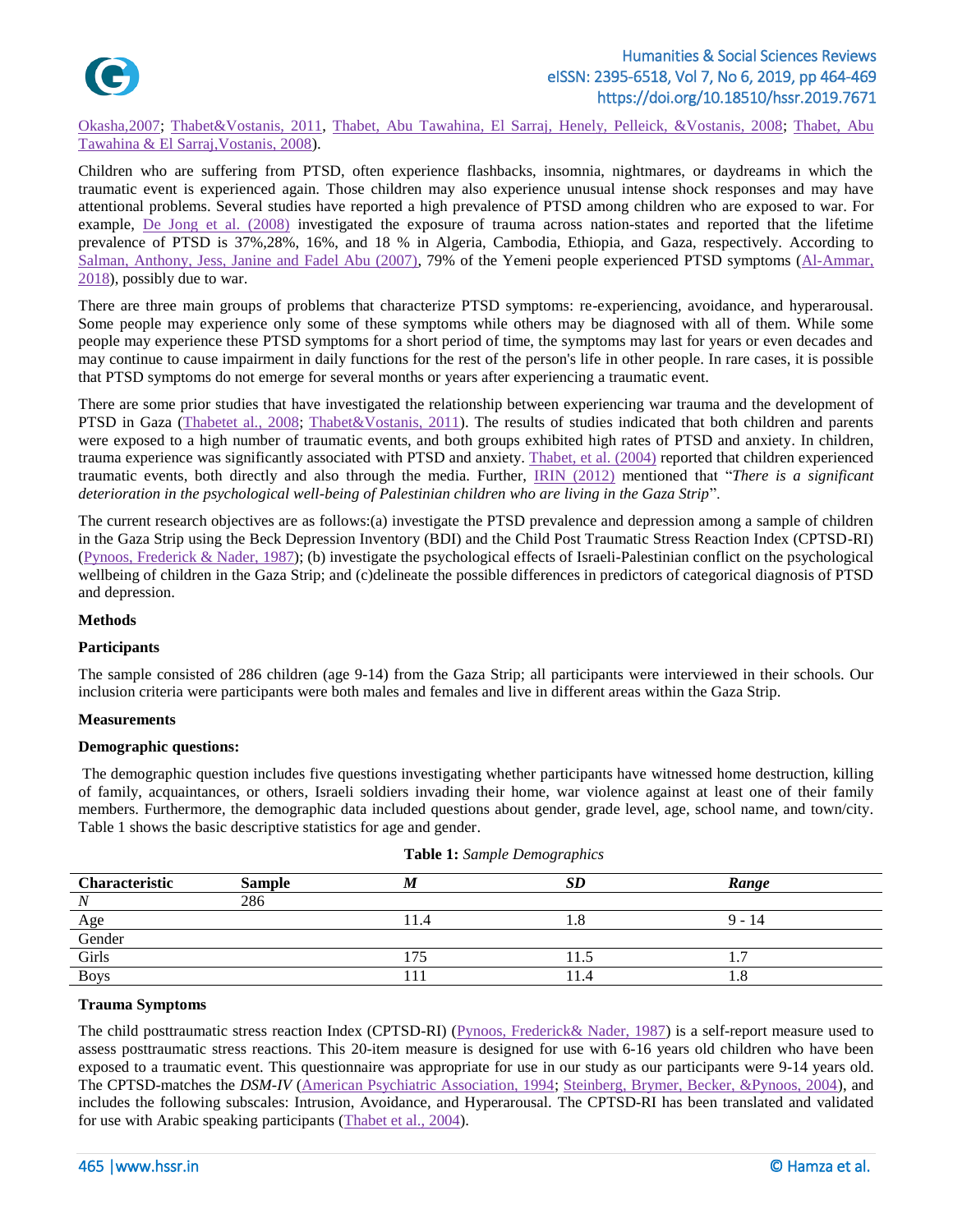Okasha,2007; Thabet&Vostanis, 2011, Thabet, Abu Tawahina, El Sarraj, Henely, Pelleick, &Vostanis, 2008; Thabet, Abu Tawahina & El Sarraj,Vostanis, 2008).

Children who are suffering from PTSD, often experience flashbacks, insomnia, nightmares, or daydreams in which the traumatic event is experienced again. Those children may also experience unusual intense shock responses and may have attentional problems. Several studies have reported a high prevalence of PTSD among children who are exposed to war. For example, De Jong et al. (2008) investigated the exposure of trauma across nation-states and reported that the lifetime prevalence of PTSD is 37%,28%, 16%, and 18 % in Algeria, Cambodia, Ethiopia, and Gaza, respectively. According to Salman, Anthony, Jess, Janine and Fadel Abu (2007), 79% of the Yemeni people experienced PTSD symptoms (Al-Ammar, 2018), possibly due to war.

There are three main groups of problems that characterize PTSD symptoms: re-experiencing, avoidance, and hyperarousal. Some people may experience only some of these symptoms while others may be diagnosed with all of them. While some people may experience these PTSD symptoms for a short period of time, the symptoms may last for years or even decades and may continue to cause impairment in daily functions for the rest of the person's life in other people. In rare cases, it is possible that PTSD symptoms do not emerge for several months or years after experiencing a traumatic event.

There are some prior studies that have investigated the relationship between experiencing war trauma and the development of PTSD in Gaza (Thabetet al., 2008; Thabet&Vostanis, 2011). The results of studies indicated that both children and parents were exposed to a high number of traumatic events, and both groups exhibited high rates of PTSD and anxiety. In children, trauma experience was significantly associated with PTSD and anxiety. Thabet, et al. (2004) reported that children experienced traumatic events, both directly and also through the media. Further, IRIN (2012) mentioned that "*There is a significant deterioration in the psychological well-being of Palestinian children who are living in the Gaza Strip*".

The current research objectives are as follows:(a) investigate the PTSD prevalence and depression among a sample of children in the Gaza Strip using the Beck Depression Inventory (BDI) and the Child Post Traumatic Stress Reaction Index (CPTSD-RI) (Pynoos, Frederick & Nader, 1987); (b) investigate the psychological effects of Israeli-Palestinian conflict on the psychological wellbeing of children in the Gaza Strip; and (c)delineate the possible differences in predictors of categorical diagnosis of PTSD and depression.

## Methods

### Participants

The sample consisted of 286 children (age 9-14) from the Gaza Strip; all participants were interviewed in their schools. Our inclusion criteria were participants were both males and females and live in different areas within the Gaza Strip.

### Measurements

#### Demographic questions:

The demographic question includes five questions investigating whether participants have witnessed home destruction, killing of family, acquaintances, or others, Israeli soldiers invading their home, war violence against at least one of their family members. Furthermore, the demographic data included questions about gender, grade level, age, school name, and town/city. Table 1 shows the basic descriptive statistics for age and gender.

**Table 1:** *Sample Demographics*

| Characteristic | Sample | *M* | *SD* | *Range* |
|---|---|---|---|---|
| *N* | 286 | | | |
| Age | | 11.4 | 1.8 | 9 - 14 |
| Gender | | | | |
| Girls | | 175 | 11.5 | 1.7 |
| Boys | | 111 | 11.4 | 1.8 |

#### Trauma Symptoms

The child posttraumatic stress reaction Index (CPTSD-RI) (Pynoos, Frederick& Nader, 1987) is a self-report measure used to assess posttraumatic stress reactions. This 20-item measure is designed for use with 6-16 years old children who have been exposed to a traumatic event. This questionnaire was appropriate for use in our study as our participants were 9-14 years old. The CPTSD-matches the *DSM-IV* (American Psychiatric Association, 1994; Steinberg, Brymer, Becker, &Pynoos, 2004), and includes the following subscales: Intrusion, Avoidance, and Hyperarousal. The CPTSD-RI has been translated and validated for use with Arabic speaking participants (Thabet et al., 2004).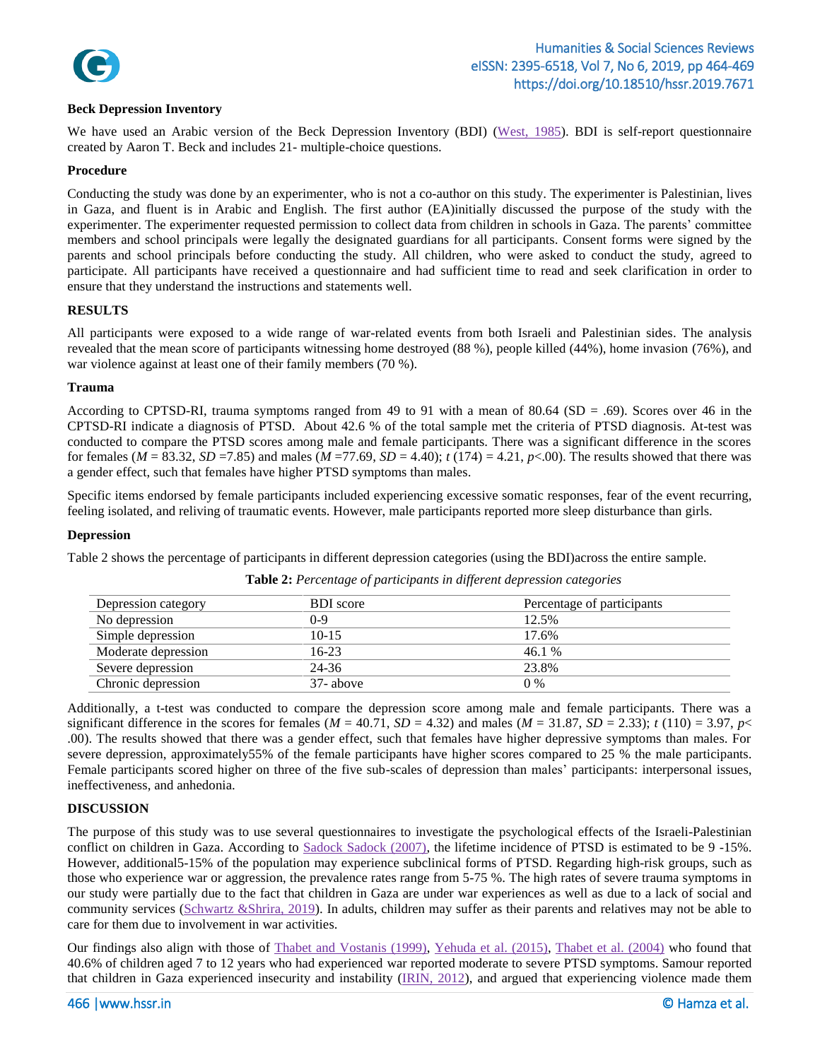### Beck Depression Inventory

We have used an Arabic version of the Beck Depression Inventory (BDI) (West, 1985). BDI is self-report questionnaire created by Aaron T. Beck and includes 21- multiple-choice questions.

### Procedure

Conducting the study was done by an experimenter, who is not a co-author on this study. The experimenter is Palestinian, lives in Gaza, and fluent is in Arabic and English. The first author (EA)initially discussed the purpose of the study with the experimenter. The experimenter requested permission to collect data from children in schools in Gaza. The parents' committee members and school principals were legally the designated guardians for all participants. Consent forms were signed by the parents and school principals before conducting the study. All children, who were asked to conduct the study, agreed to participate. All participants have received a questionnaire and had sufficient time to read and seek clarification in order to ensure that they understand the instructions and statements well.

## RESULTS

All participants were exposed to a wide range of war-related events from both Israeli and Palestinian sides. The analysis revealed that the mean score of participants witnessing home destroyed (88 %), people killed (44%), home invasion (76%), and war violence against at least one of their family members (70 %).

### Trauma

According to CPTSD-RI, trauma symptoms ranged from 49 to 91 with a mean of 80.64 (SD = .69). Scores over 46 in the CPTSD-RI indicate a diagnosis of PTSD. About 42.6 % of the total sample met the criteria of PTSD diagnosis. At-test was conducted to compare the PTSD scores among male and female participants. There was a significant difference in the scores for females ($M$ = 83.32, $SD$ =7.85) and males ($M$ =77.69, $SD$ = 4.40); $t$ (174) = 4.21, $p$<.00). The results showed that there was a gender effect, such that females have higher PTSD symptoms than males.

Specific items endorsed by female participants included experiencing excessive somatic responses, fear of the event recurring, feeling isolated, and reliving of traumatic events. However, male participants reported more sleep disturbance than girls.

### Depression

Table 2 shows the percentage of participants in different depression categories (using the BDI)across the entire sample.

**Table 2:** *Percentage of participants in different depression categories*

| Depression category | BDI score | Percentage of participants |
|---|---|---|
| No depression | 0-9 | 12.5% |
| Simple depression | 10-15 | 17.6% |
| Moderate depression | 16-23 | 46.1 % |
| Severe depression | 24-36 | 23.8% |
| Chronic depression | 37- above | 0 % |

Additionally, a t-test was conducted to compare the depression score among male and female participants. There was a significant difference in the scores for females ($M$ = 40.71, $SD$ = 4.32) and males ($M$ = 31.87, $SD$ = 2.33); $t$ (110) = 3.97, $p$< .00). The results showed that there was a gender effect, such that females have higher depressive symptoms than males. For severe depression, approximately55% of the female participants have higher scores compared to 25 % the male participants. Female participants scored higher on three of the five sub-scales of depression than males' participants: interpersonal issues, ineffectiveness, and anhedonia.

## DISCUSSION

The purpose of this study was to use several questionnaires to investigate the psychological effects of the Israeli-Palestinian conflict on children in Gaza. According to Sadock Sadock (2007), the lifetime incidence of PTSD is estimated to be 9 -15%. However, additional5-15% of the population may experience subclinical forms of PTSD. Regarding high-risk groups, such as those who experience war or aggression, the prevalence rates range from 5-75 %. The high rates of severe trauma symptoms in our study were partially due to the fact that children in Gaza are under war experiences as well as due to a lack of social and community services (Schwartz &Shrira, 2019). In adults, children may suffer as their parents and relatives may not be able to care for them due to involvement in war activities.

Our findings also align with those of Thabet and Vostanis (1999), Yehuda et al. (2015), Thabet et al. (2004) who found that 40.6% of children aged 7 to 12 years who had experienced war reported moderate to severe PTSD symptoms. Samour reported that children in Gaza experienced insecurity and instability (IRIN, 2012), and argued that experiencing violence made them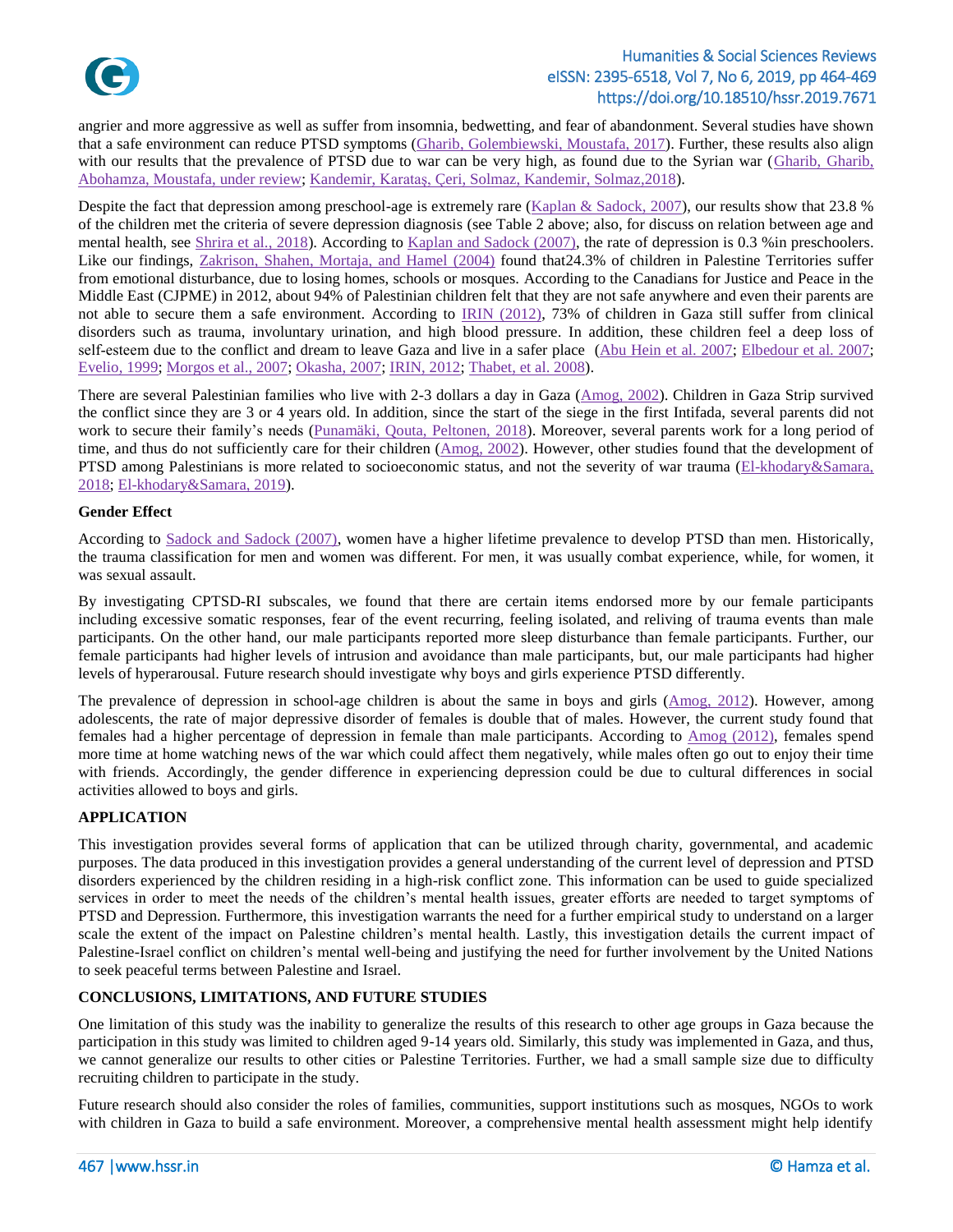angrier and more aggressive as well as suffer from insomnia, bedwetting, and fear of abandonment. Several studies have shown that a safe environment can reduce PTSD symptoms (Gharib, Golembiewski, Moustafa, 2017). Further, these results also align with our results that the prevalence of PTSD due to war can be very high, as found due to the Syrian war (Gharib, Gharib, Abohamza, Moustafa, under review; Kandemir, Karataş, Çeri, Solmaz, Kandemir, Solmaz,2018).

Despite the fact that depression among preschool-age is extremely rare (Kaplan & Sadock, 2007), our results show that 23.8 % of the children met the criteria of severe depression diagnosis (see Table 2 above; also, for discuss on relation between age and mental health, see Shrira et al., 2018). According to Kaplan and Sadock (2007), the rate of depression is 0.3 %in preschoolers. Like our findings, Zakrison, Shahen, Mortaja, and Hamel (2004) found that24.3% of children in Palestine Territories suffer from emotional disturbance, due to losing homes, schools or mosques. According to the Canadians for Justice and Peace in the Middle East (CJPME) in 2012, about 94% of Palestinian children felt that they are not safe anywhere and even their parents are not able to secure them a safe environment. According to IRIN (2012), 73% of children in Gaza still suffer from clinical disorders such as trauma, involuntary urination, and high blood pressure. In addition, these children feel a deep loss of self-esteem due to the conflict and dream to leave Gaza and live in a safer place (Abu Hein et al. 2007; Elbedour et al. 2007; Evelio, 1999; Morgos et al., 2007; Okasha, 2007; IRIN, 2012; Thabet, et al. 2008).

There are several Palestinian families who live with 2-3 dollars a day in Gaza (Amog, 2002). Children in Gaza Strip survived the conflict since they are 3 or 4 years old. In addition, since the start of the siege in the first Intifada, several parents did not work to secure their family's needs (Punamäki, Qouta, Peltonen, 2018). Moreover, several parents work for a long period of time, and thus do not sufficiently care for their children (Amog, 2002). However, other studies found that the development of PTSD among Palestinians is more related to socioeconomic status, and not the severity of war trauma (El-khodary&Samara, 2018; El-khodary&Samara, 2019).

### Gender Effect

According to Sadock and Sadock (2007), women have a higher lifetime prevalence to develop PTSD than men. Historically, the trauma classification for men and women was different. For men, it was usually combat experience, while, for women, it was sexual assault.

By investigating CPTSD-RI subscales, we found that there are certain items endorsed more by our female participants including excessive somatic responses, fear of the event recurring, feeling isolated, and reliving of trauma events than male participants. On the other hand, our male participants reported more sleep disturbance than female participants. Further, our female participants had higher levels of intrusion and avoidance than male participants, but, our male participants had higher levels of hyperarousal. Future research should investigate why boys and girls experience PTSD differently.

The prevalence of depression in school-age children is about the same in boys and girls (Amog, 2012). However, among adolescents, the rate of major depressive disorder of females is double that of males. However, the current study found that females had a higher percentage of depression in female than male participants. According to Amog (2012), females spend more time at home watching news of the war which could affect them negatively, while males often go out to enjoy their time with friends. Accordingly, the gender difference in experiencing depression could be due to cultural differences in social activities allowed to boys and girls.

## APPLICATION

This investigation provides several forms of application that can be utilized through charity, governmental, and academic purposes. The data produced in this investigation provides a general understanding of the current level of depression and PTSD disorders experienced by the children residing in a high-risk conflict zone. This information can be used to guide specialized services in order to meet the needs of the children's mental health issues, greater efforts are needed to target symptoms of PTSD and Depression. Furthermore, this investigation warrants the need for a further empirical study to understand on a larger scale the extent of the impact on Palestine children's mental health. Lastly, this investigation details the current impact of Palestine-Israel conflict on children's mental well-being and justifying the need for further involvement by the United Nations to seek peaceful terms between Palestine and Israel.

## CONCLUSIONS, LIMITATIONS, AND FUTURE STUDIES

One limitation of this study was the inability to generalize the results of this research to other age groups in Gaza because the participation in this study was limited to children aged 9-14 years old. Similarly, this study was implemented in Gaza, and thus, we cannot generalize our results to other cities or Palestine Territories. Further, we had a small sample size due to difficulty recruiting children to participate in the study.

Future research should also consider the roles of families, communities, support institutions such as mosques, NGOs to work with children in Gaza to build a safe environment. Moreover, a comprehensive mental health assessment might help identify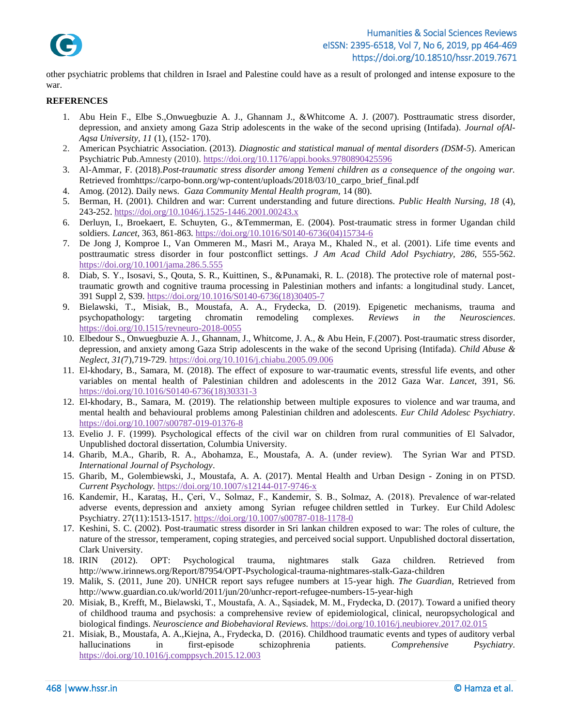other psychiatric problems that children in Israel and Palestine could have as a result of prolonged and intense exposure to the war.

**REFERENCES**

1. Abu Hein F., Elbe S.,Onwuegbuzie A. J., Ghannam J., &Whitcome A. J. (2007). Posttraumatic stress disorder, depression, and anxiety among Gaza Strip adolescents in the wake of the second uprising (Intifada). *Journal ofAl-Aqsa University, 11* (1), (152- 170).
2. American Psychiatric Association. (2013). *Diagnostic and statistical manual of mental disorders (DSM-5*). American Psychiatric Pub.Amnesty (2010). https://doi.org/10.1176/appi.books.9780890425596
3. Al-Ammar, F. (2018).*Post-traumatic stress disorder among Yemeni children as a consequence of the ongoing war.* Retrieved fromhttps://carpo-bonn.org/wp-content/uploads/2018/03/10_carpo_brief_final.pdf
4. Amog. (2012). Daily news. *Gaza Community Mental Health program,* 14 (80).
5. Berman, H. (2001). Children and war: Current understanding and future directions. *Public Health Nursing, 18* (4), 243-252. https://doi.org/10.1046/j.1525-1446.2001.00243.x
6. Derluyn, I., Broekaert, E. Schuyten, G., &Temmerman, E. (2004). Post-traumatic stress in former Ugandan child soldiers. *Lancet,* 363, 861-863. https://doi.org/10.1016/S0140-6736(04)15734-6
7. De Jong J, Komproe I., Van Ommeren M., Masri M., Araya M., Khaled N., et al. (2001). Life time events and posttraumatic stress disorder in four postconflict settings. *J Am Acad Child Adol Psychiatry, 286,* 555-562. https://doi.org/10.1001/jama.286.5.555
8. Diab, S. Y., Isosavi, S., Qouta, S. R., Kuittinen, S., &Punamaki, R. L. (2018). The protective role of maternal post-traumatic growth and cognitive trauma processing in Palestinian mothers and infants: a longitudinal study. Lancet, 391 Suppl 2, S39. https://doi.org/10.1016/S0140-6736(18)30405-7
9. Bielawski, T., Misiak, B., Moustafa, A. A., Frydecka, D. (2019). Epigenetic mechanisms, trauma and psychopathology: targeting chromatin remodeling complexes. *Reviews in the Neurosciences*. https://doi.org/10.1515/revneuro-2018-0055
10. Elbedour S., Onwuegbuzie A. J., Ghannam, J., Whitcome, J. A., & Abu Hein, F.(2007). Post-traumatic stress disorder, depression, and anxiety among Gaza Strip adolescents in the wake of the second Uprising (Intifada). *Child Abuse & Neglect, 31(*7),719-729. https://doi.org/10.1016/j.chiabu.2005.09.006
11. El-khodary, B., Samara, M. (2018). The effect of exposure to war-traumatic events, stressful life events, and other variables on mental health of Palestinian children and adolescents in the 2012 Gaza War. *Lancet*, 391, S6. https://doi.org/10.1016/S0140-6736(18)30331-3
12. El-khodary, B., Samara, M. (2019). The relationship between multiple exposures to violence and war trauma, and mental health and behavioural problems among Palestinian children and adolescents. *Eur Child Adolesc Psychiatry*. https://doi.org/10.1007/s00787-019-01376-8
13. Evelio J. F. (1999). Psychological effects of the civil war on children from rural communities of El Salvador, Unpublished doctoral dissertation, Columbia University.
14. Gharib, M.A., Gharib, R. A., Abohamza, E., Moustafa, A. A. (under review). The Syrian War and PTSD. *International Journal of Psychology*.
15. Gharib, M., Golembiewski, J., Moustafa, A. A. (2017). Mental Health and Urban Design - Zoning in on PTSD. *Current Psychology*. https://doi.org/10.1007/s12144-017-9746-x
16. Kandemir, H., Karataş, H., Çeri, V., Solmaz, F., Kandemir, S. B., Solmaz, A. (2018). Prevalence of war-related adverse events, depression and anxiety among Syrian refugee children settled in Turkey. Eur Child Adolesc Psychiatry. 27(11):1513-1517. https://doi.org/10.1007/s00787-018-1178-0
17. Keshini, S. C. (2002). Post-traumatic stress disorder in Sri lankan children exposed to war: The roles of culture, the nature of the stressor, temperament, coping strategies, and perceived social support. Unpublished doctoral dissertation, Clark University.
18. IRIN (2012). OPT: Psychological trauma, nightmares stalk Gaza children. Retrieved from http://www.irinnews.org/Report/87954/OPT-Psychological-trauma-nightmares-stalk-Gaza-children
19. Malik, S. (2011, June 20). UNHCR report says refugee numbers at 15-year high. *The Guardian*, Retrieved from http://www.guardian.co.uk/world/2011/jun/20/unhcr-report-refugee-numbers-15-year-high
20. Misiak, B., Krefft, M., Bielawski, T., Moustafa, A. A., Sąsiadek, M. M., Frydecka, D. (2017). Toward a unified theory of childhood trauma and psychosis: a comprehensive review of epidemiological, clinical, neuropsychological and biological findings. *Neuroscience and Biobehavioral Reviews.* https://doi.org/10.1016/j.neubiorev.2017.02.015
21. Misiak, B., Moustafa, A. A.,Kiejna, A., Frydecka, D. (2016). Childhood traumatic events and types of auditory verbal hallucinations in first-episode schizophrenia patients. *Comprehensive Psychiatry*. https://doi.org/10.1016/j.comppsych.2015.12.003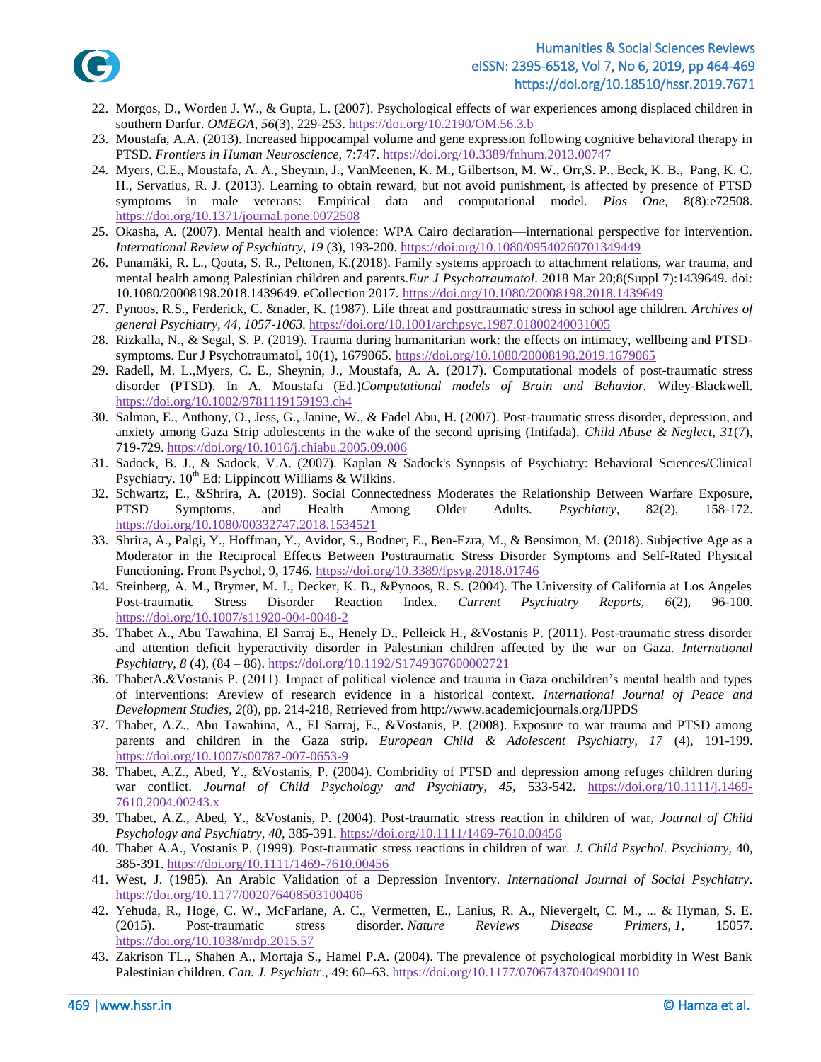22. Morgos, D., Worden J. W., & Gupta, L. (2007). Psychological effects of war experiences among displaced children in southern Darfur. *OMEGA, 56*(3), 229-253. https://doi.org/10.2190/OM.56.3.b
23. Moustafa, A.A. (2013). Increased hippocampal volume and gene expression following cognitive behavioral therapy in PTSD. *Frontiers in Human Neuroscience,* 7:747. https://doi.org/10.3389/fnhum.2013.00747
24. Myers, C.E., Moustafa, A. A., Sheynin, J., VanMeenen, K. M., Gilbertson, M. W., Orr,S. P., Beck, K. B., Pang, K. C. H., Servatius, R. J. (2013). Learning to obtain reward, but not avoid punishment, is affected by presence of PTSD symptoms in male veterans: Empirical data and computational model. *Plos One,* 8(8):e72508. https://doi.org/10.1371/journal.pone.0072508
25. Okasha, A. (2007). Mental health and violence: WPA Cairo declaration—international perspective for intervention. *International Review of Psychiatry, 19* (3), 193-200. https://doi.org/10.1080/09540260701349449
26. Punamäki, R. L., Qouta, S. R., Peltonen, K.(2018). Family systems approach to attachment relations, war trauma, and mental health among Palestinian children and parents.*Eur J Psychotraumatol*. 2018 Mar 20;8(Suppl 7):1439649. doi: 10.1080/20008198.2018.1439649. eCollection 2017. https://doi.org/10.1080/20008198.2018.1439649
27. Pynoos, R.S., Ferderick, C. &nader, K. (1987). Life threat and posttraumatic stress in school age children. *Archives of general Psychiatry, 44, 1057-1063.* https://doi.org/10.1001/archpsyc.1987.01800240031005
28. Rizkalla, N., & Segal, S. P. (2019). Trauma during humanitarian work: the effects on intimacy, wellbeing and PTSD-symptoms. Eur J Psychotraumatol, 10(1), 1679065. https://doi.org/10.1080/20008198.2019.1679065
29. Radell, M. L.,Myers, C. E., Sheynin, J., Moustafa, A. A. (2017). Computational models of post-traumatic stress disorder (PTSD). In A. Moustafa (Ed.)*Computational models of Brain and Behavior.* Wiley-Blackwell. https://doi.org/10.1002/9781119159193.ch4
30. Salman, E., Anthony, O., Jess, G., Janine, W., & Fadel Abu, H. (2007). Post-traumatic stress disorder, depression, and anxiety among Gaza Strip adolescents in the wake of the second uprising (Intifada). *Child Abuse & Neglect, 31*(7), 719-729. https://doi.org/10.1016/j.chiabu.2005.09.006
31. Sadock, B. J., & Sadock, V.A. (2007). Kaplan & Sadock's Synopsis of Psychiatry: Behavioral Sciences/Clinical Psychiatry. 10th Ed: Lippincott Williams & Wilkins.
32. Schwartz, E., &Shrira, A. (2019). Social Connectedness Moderates the Relationship Between Warfare Exposure, PTSD Symptoms, and Health Among Older Adults. *Psychiatry*, 82(2), 158-172. https://doi.org/10.1080/00332747.2018.1534521
33. Shrira, A., Palgi, Y., Hoffman, Y., Avidor, S., Bodner, E., Ben-Ezra, M., & Bensimon, M. (2018). Subjective Age as a Moderator in the Reciprocal Effects Between Posttraumatic Stress Disorder Symptoms and Self-Rated Physical Functioning. Front Psychol, 9, 1746. https://doi.org/10.3389/fpsyg.2018.01746
34. Steinberg, A. M., Brymer, M. J., Decker, K. B., &Pynoos, R. S. (2004). The University of California at Los Angeles Post-traumatic Stress Disorder Reaction Index. *Current Psychiatry Reports, 6*(2), 96-100. https://doi.org/10.1007/s11920-004-0048-2
35. Thabet A., Abu Tawahina, El Sarraj E., Henely D., Pelleick H., &Vostanis P. (2011). Post-traumatic stress disorder and attention deficit hyperactivity disorder in Palestinian children affected by the war on Gaza. *International Psychiatry, 8* (4), (84 – 86). https://doi.org/10.1192/S1749367600002721
36. ThabetA.&Vostanis P. (2011). Impact of political violence and trauma in Gaza onchildren's mental health and types of interventions: Areview of research evidence in a historical context. *International Journal of Peace and Development Studies*, *2*(8), pp. 214-218, Retrieved from http://www.academicjournals.org/IJPDS
37. Thabet, A.Z., Abu Tawahina, A., El Sarraj, E., &Vostanis, P. (2008). Exposure to war trauma and PTSD among parents and children in the Gaza strip. *European Child & Adolescent Psychiatry, 17* (4), 191-199. https://doi.org/10.1007/s00787-007-0653-9
38. Thabet, A.Z., Abed, Y., &Vostanis, P. (2004). Combridity of PTSD and depression among refuges children during war conflict. *Journal of Child Psychology and Psychiatry, 45,* 533-542. https://doi.org/10.1111/j.1469-7610.2004.00243.x
39. Thabet, A.Z., Abed, Y., &Vostanis, P. (2004). Post-traumatic stress reaction in children of war, *Journal of Child Psychology and Psychiatry, 40,* 385-391. https://doi.org/10.1111/1469-7610.00456
40. Thabet A.A., Vostanis P. (1999). Post-traumatic stress reactions in children of war. *J. Child Psychol. Psychiatry,* 40, 385-391. https://doi.org/10.1111/1469-7610.00456
41. West, J. (1985). An Arabic Validation of a Depression Inventory. *International Journal of Social Psychiatry*. https://doi.org/10.1177/002076408503100406
42. Yehuda, R., Hoge, C. W., McFarlane, A. C., Vermetten, E., Lanius, R. A., Nievergelt, C. M., ... & Hyman, S. E. (2015). Post-traumatic stress disorder. *Nature Reviews Disease Primers, 1,* 15057. https://doi.org/10.1038/nrdp.2015.57
43. Zakrison TL., Shahen A., Mortaja S., Hamel P.A. (2004). The prevalence of psychological morbidity in West Bank Palestinian children. *Can. J. Psychiatr*., 49: 60–63. https://doi.org/10.1177/070674370404900110